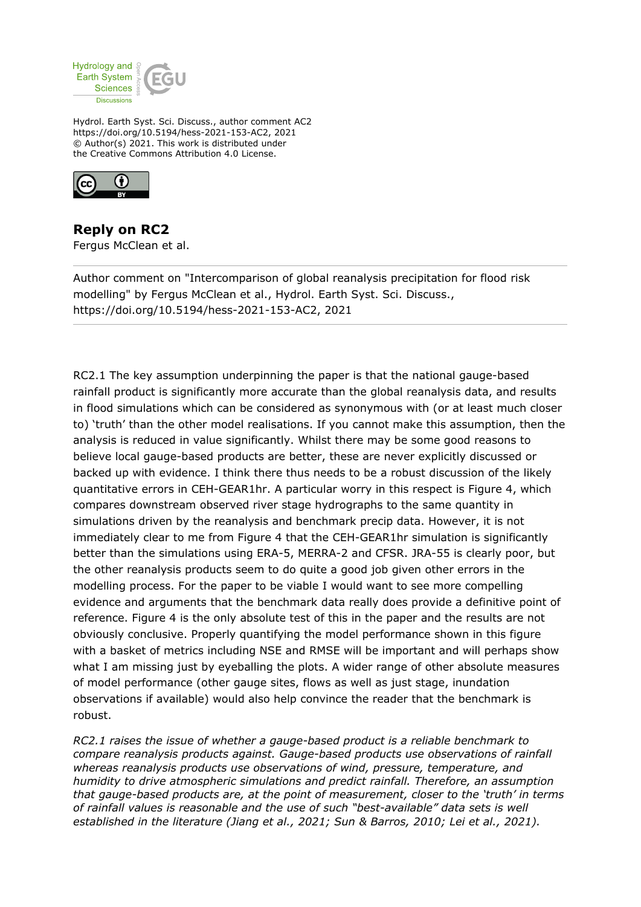Hydrol. Earth Syst. Sci. Discuss., author comment AC2
https://doi.org/10.5194/hess-2021-153-AC2, 2021
© Author(s) 2021. This work is distributed under
the Creative Commons Attribution 4.0 License.

## Reply on RC2

Fergus McClean et al.

---

Author comment on "Intercomparison of global reanalysis precipitation for flood risk modelling" by Fergus McClean et al., Hydrol. Earth Syst. Sci. Discuss., https://doi.org/10.5194/hess-2021-153-AC2, 2021

---

RC2.1 The key assumption underpinning the paper is that the national gauge-based rainfall product is significantly more accurate than the global reanalysis data, and results in flood simulations which can be considered as synonymous with (or at least much closer to) 'truth' than the other model realisations. If you cannot make this assumption, then the analysis is reduced in value significantly. Whilst there may be some good reasons to believe local gauge-based products are better, these are never explicitly discussed or backed up with evidence. I think there thus needs to be a robust discussion of the likely quantitative errors in CEH-GEAR1hr. A particular worry in this respect is Figure 4, which compares downstream observed river stage hydrographs to the same quantity in simulations driven by the reanalysis and benchmark precip data. However, it is not immediately clear to me from Figure 4 that the CEH-GEAR1hr simulation is significantly better than the simulations using ERA-5, MERRA-2 and CFSR. JRA-55 is clearly poor, but the other reanalysis products seem to do quite a good job given other errors in the modelling process. For the paper to be viable I would want to see more compelling evidence and arguments that the benchmark data really does provide a definitive point of reference. Figure 4 is the only absolute test of this in the paper and the results are not obviously conclusive. Properly quantifying the model performance shown in this figure with a basket of metrics including NSE and RMSE will be important and will perhaps show what I am missing just by eyeballing the plots. A wider range of other absolute measures of model performance (other gauge sites, flows as well as just stage, inundation observations if available) would also help convince the reader that the benchmark is robust.

*RC2.1 raises the issue of whether a gauge-based product is a reliable benchmark to compare reanalysis products against. Gauge-based products use observations of rainfall whereas reanalysis products use observations of wind, pressure, temperature, and humidity to drive atmospheric simulations and predict rainfall. Therefore, an assumption that gauge-based products are, at the point of measurement, closer to the 'truth' in terms of rainfall values is reasonable and the use of such "best-available" data sets is well established in the literature (Jiang et al., 2021; Sun & Barros, 2010; Lei et al., 2021).*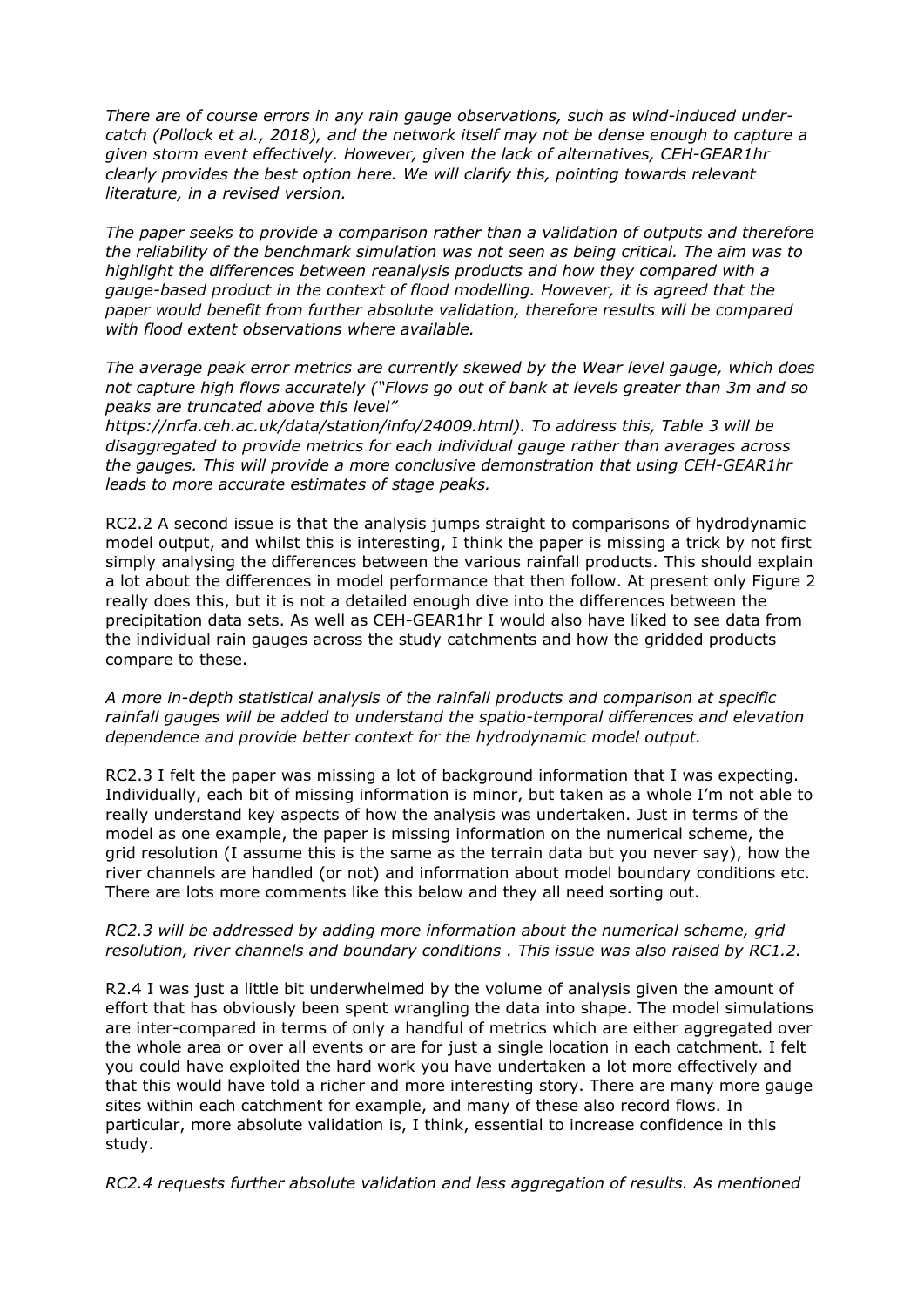*There are of course errors in any rain gauge observations, such as wind-induced under-catch (Pollock et al., 2018), and the network itself may not be dense enough to capture a given storm event effectively. However, given the lack of alternatives, CEH-GEAR1hr clearly provides the best option here. We will clarify this, pointing towards relevant literature, in a revised version.*

*The paper seeks to provide a comparison rather than a validation of outputs and therefore the reliability of the benchmark simulation was not seen as being critical. The aim was to highlight the differences between reanalysis products and how they compared with a gauge-based product in the context of flood modelling. However, it is agreed that the paper would benefit from further absolute validation, therefore results will be compared with flood extent observations where available.*

*The average peak error metrics are currently skewed by the Wear level gauge, which does not capture high flows accurately ("Flows go out of bank at levels greater than 3m and so peaks are truncated above this level" https://nrfa.ceh.ac.uk/data/station/info/24009.html). To address this, Table 3 will be disaggregated to provide metrics for each individual gauge rather than averages across the gauges. This will provide a more conclusive demonstration that using CEH-GEAR1hr leads to more accurate estimates of stage peaks.*

RC2.2 A second issue is that the analysis jumps straight to comparisons of hydrodynamic model output, and whilst this is interesting, I think the paper is missing a trick by not first simply analysing the differences between the various rainfall products. This should explain a lot about the differences in model performance that then follow. At present only Figure 2 really does this, but it is not a detailed enough dive into the differences between the precipitation data sets. As well as CEH-GEAR1hr I would also have liked to see data from the individual rain gauges across the study catchments and how the gridded products compare to these.

*A more in-depth statistical analysis of the rainfall products and comparison at specific rainfall gauges will be added to understand the spatio-temporal differences and elevation dependence and provide better context for the hydrodynamic model output.*

RC2.3 I felt the paper was missing a lot of background information that I was expecting. Individually, each bit of missing information is minor, but taken as a whole I'm not able to really understand key aspects of how the analysis was undertaken. Just in terms of the model as one example, the paper is missing information on the numerical scheme, the grid resolution (I assume this is the same as the terrain data but you never say), how the river channels are handled (or not) and information about model boundary conditions etc. There are lots more comments like this below and they all need sorting out.

*RC2.3 will be addressed by adding more information about the numerical scheme, grid resolution, river channels and boundary conditions . This issue was also raised by RC1.2.*

R2.4 I was just a little bit underwhelmed by the volume of analysis given the amount of effort that has obviously been spent wrangling the data into shape. The model simulations are inter-compared in terms of only a handful of metrics which are either aggregated over the whole area or over all events or are for just a single location in each catchment. I felt you could have exploited the hard work you have undertaken a lot more effectively and that this would have told a richer and more interesting story. There are many more gauge sites within each catchment for example, and many of these also record flows. In particular, more absolute validation is, I think, essential to increase confidence in this study.

*RC2.4 requests further absolute validation and less aggregation of results. As mentioned*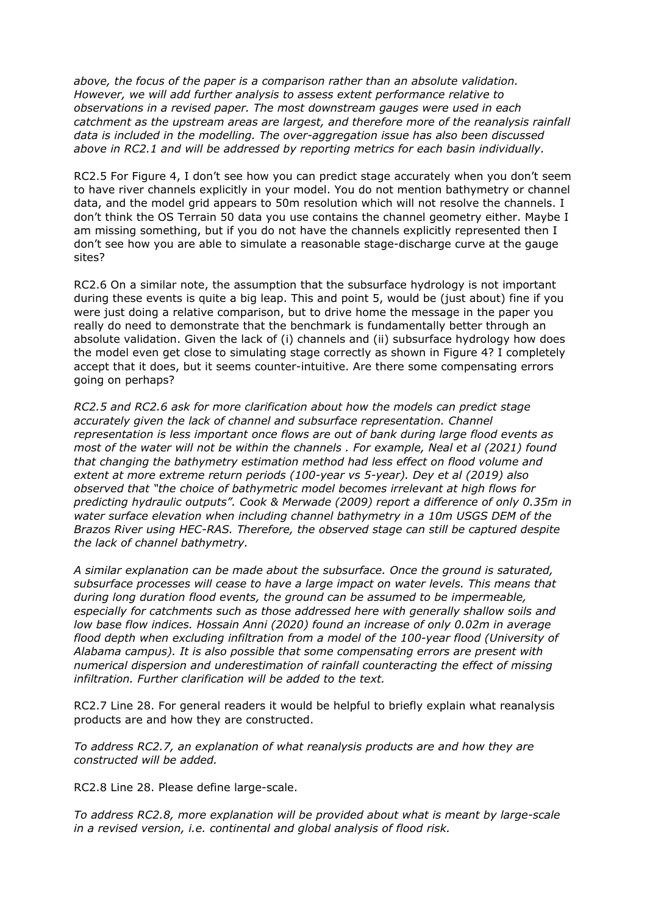*above, the focus of the paper is a comparison rather than an absolute validation. However, we will add further analysis to assess extent performance relative to observations in a revised paper. The most downstream gauges were used in each catchment as the upstream areas are largest, and therefore more of the reanalysis rainfall data is included in the modelling. The over-aggregation issue has also been discussed above in RC2.1 and will be addressed by reporting metrics for each basin individually.*

RC2.5 For Figure 4, I don't see how you can predict stage accurately when you don't seem to have river channels explicitly in your model. You do not mention bathymetry or channel data, and the model grid appears to 50m resolution which will not resolve the channels. I don't think the OS Terrain 50 data you use contains the channel geometry either. Maybe I am missing something, but if you do not have the channels explicitly represented then I don't see how you are able to simulate a reasonable stage-discharge curve at the gauge sites?

RC2.6 On a similar note, the assumption that the subsurface hydrology is not important during these events is quite a big leap. This and point 5, would be (just about) fine if you were just doing a relative comparison, but to drive home the message in the paper you really do need to demonstrate that the benchmark is fundamentally better through an absolute validation. Given the lack of (i) channels and (ii) subsurface hydrology how does the model even get close to simulating stage correctly as shown in Figure 4? I completely accept that it does, but it seems counter-intuitive. Are there some compensating errors going on perhaps?

*RC2.5 and RC2.6 ask for more clarification about how the models can predict stage accurately given the lack of channel and subsurface representation. Channel representation is less important once flows are out of bank during large flood events as most of the water will not be within the channels . For example, Neal et al (2021) found that changing the bathymetry estimation method had less effect on flood volume and extent at more extreme return periods (100-year vs 5-year). Dey et al (2019) also observed that "the choice of bathymetric model becomes irrelevant at high flows for predicting hydraulic outputs". Cook & Merwade (2009) report a difference of only 0.35m in water surface elevation when including channel bathymetry in a 10m USGS DEM of the Brazos River using HEC-RAS. Therefore, the observed stage can still be captured despite the lack of channel bathymetry.*

*A similar explanation can be made about the subsurface. Once the ground is saturated, subsurface processes will cease to have a large impact on water levels. This means that during long duration flood events, the ground can be assumed to be impermeable, especially for catchments such as those addressed here with generally shallow soils and low base flow indices. Hossain Anni (2020) found an increase of only 0.02m in average flood depth when excluding infiltration from a model of the 100-year flood (University of Alabama campus). It is also possible that some compensating errors are present with numerical dispersion and underestimation of rainfall counteracting the effect of missing infiltration. Further clarification will be added to the text.*

RC2.7 Line 28. For general readers it would be helpful to briefly explain what reanalysis products are and how they are constructed.

*To address RC2.7, an explanation of what reanalysis products are and how they are constructed will be added.*

RC2.8 Line 28. Please define large-scale.

*To address RC2.8, more explanation will be provided about what is meant by large-scale in a revised version, i.e. continental and global analysis of flood risk.*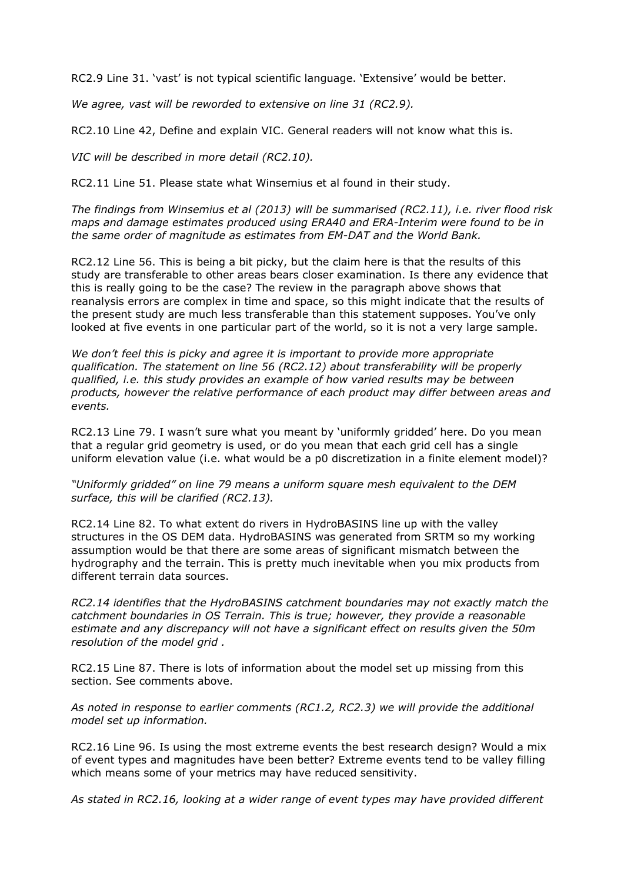RC2.9 Line 31. 'vast' is not typical scientific language. 'Extensive' would be better.

*We agree, vast will be reworded to extensive on line 31 (RC2.9).*

RC2.10 Line 42, Define and explain VIC. General readers will not know what this is.

*VIC will be described in more detail (RC2.10).*

RC2.11 Line 51. Please state what Winsemius et al found in their study.

*The findings from Winsemius et al (2013) will be summarised (RC2.11), i.e. river flood risk maps and damage estimates produced using ERA40 and ERA-Interim were found to be in the same order of magnitude as estimates from EM-DAT and the World Bank.*

RC2.12 Line 56. This is being a bit picky, but the claim here is that the results of this study are transferable to other areas bears closer examination. Is there any evidence that this is really going to be the case? The review in the paragraph above shows that reanalysis errors are complex in time and space, so this might indicate that the results of the present study are much less transferable than this statement supposes. You've only looked at five events in one particular part of the world, so it is not a very large sample.

*We don't feel this is picky and agree it is important to provide more appropriate qualification. The statement on line 56 (RC2.12) about transferability will be properly qualified, i.e. this study provides an example of how varied results may be between products, however the relative performance of each product may differ between areas and events.*

RC2.13 Line 79. I wasn't sure what you meant by 'uniformly gridded' here. Do you mean that a regular grid geometry is used, or do you mean that each grid cell has a single uniform elevation value (i.e. what would be a p0 discretization in a finite element model)?

*"Uniformly gridded" on line 79 means a uniform square mesh equivalent to the DEM surface, this will be clarified (RC2.13).*

RC2.14 Line 82. To what extent do rivers in HydroBASINS line up with the valley structures in the OS DEM data. HydroBASINS was generated from SRTM so my working assumption would be that there are some areas of significant mismatch between the hydrography and the terrain. This is pretty much inevitable when you mix products from different terrain data sources.

*RC2.14 identifies that the HydroBASINS catchment boundaries may not exactly match the catchment boundaries in OS Terrain. This is true; however, they provide a reasonable estimate and any discrepancy will not have a significant effect on results given the 50m resolution of the model grid .*

RC2.15 Line 87. There is lots of information about the model set up missing from this section. See comments above.

*As noted in response to earlier comments (RC1.2, RC2.3) we will provide the additional model set up information.*

RC2.16 Line 96. Is using the most extreme events the best research design? Would a mix of event types and magnitudes have been better? Extreme events tend to be valley filling which means some of your metrics may have reduced sensitivity.

*As stated in RC2.16, looking at a wider range of event types may have provided different*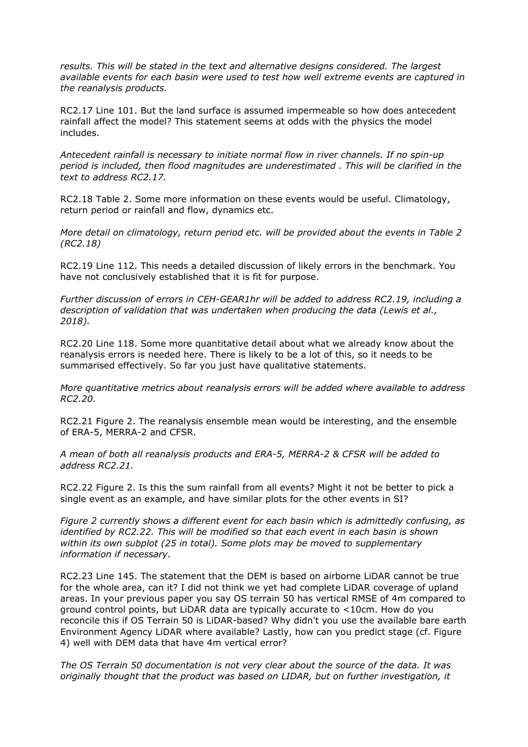*results. This will be stated in the text and alternative designs considered. The largest available events for each basin were used to test how well extreme events are captured in the reanalysis products.*

RC2.17 Line 101. But the land surface is assumed impermeable so how does antecedent rainfall affect the model? This statement seems at odds with the physics the model includes.

*Antecedent rainfall is necessary to initiate normal flow in river channels. If no spin-up period is included, then flood magnitudes are underestimated . This will be clarified in the text to address RC2.17.*

RC2.18 Table 2. Some more information on these events would be useful. Climatology, return period or rainfall and flow, dynamics etc.

*More detail on climatology, return period etc. will be provided about the events in Table 2 (RC2.18)*

RC2.19 Line 112. This needs a detailed discussion of likely errors in the benchmark. You have not conclusively established that it is fit for purpose.

*Further discussion of errors in CEH-GEAR1hr will be added to address RC2.19, including a description of validation that was undertaken when producing the data (Lewis et al., 2018).*

RC2.20 Line 118. Some more quantitative detail about what we already know about the reanalysis errors is needed here. There is likely to be a lot of this, so it needs to be summarised effectively. So far you just have qualitative statements.

*More quantitative metrics about reanalysis errors will be added where available to address RC2.20.*

RC2.21 Figure 2. The reanalysis ensemble mean would be interesting, and the ensemble of ERA-5, MERRA-2 and CFSR.

*A mean of both all reanalysis products and ERA-5, MERRA-2 & CFSR will be added to address RC2.21.*

RC2.22 Figure 2. Is this the sum rainfall from all events? Might it not be better to pick a single event as an example, and have similar plots for the other events in SI?

*Figure 2 currently shows a different event for each basin which is admittedly confusing, as identified by RC2.22. This will be modified so that each event in each basin is shown within its own subplot (25 in total). Some plots may be moved to supplementary information if necessary.*

RC2.23 Line 145. The statement that the DEM is based on airborne LiDAR cannot be true for the whole area, can it? I did not think we yet had complete LiDAR coverage of upland areas. In your previous paper you say OS terrain 50 has vertical RMSE of 4m compared to ground control points, but LiDAR data are typically accurate to <10cm. How do you reconcile this if OS Terrain 50 is LiDAR-based? Why didn't you use the available bare earth Environment Agency LiDAR where available? Lastly, how can you predict stage (cf. Figure 4) well with DEM data that have 4m vertical error?

*The OS Terrain 50 documentation is not very clear about the source of the data. It was originally thought that the product was based on LIDAR, but on further investigation, it*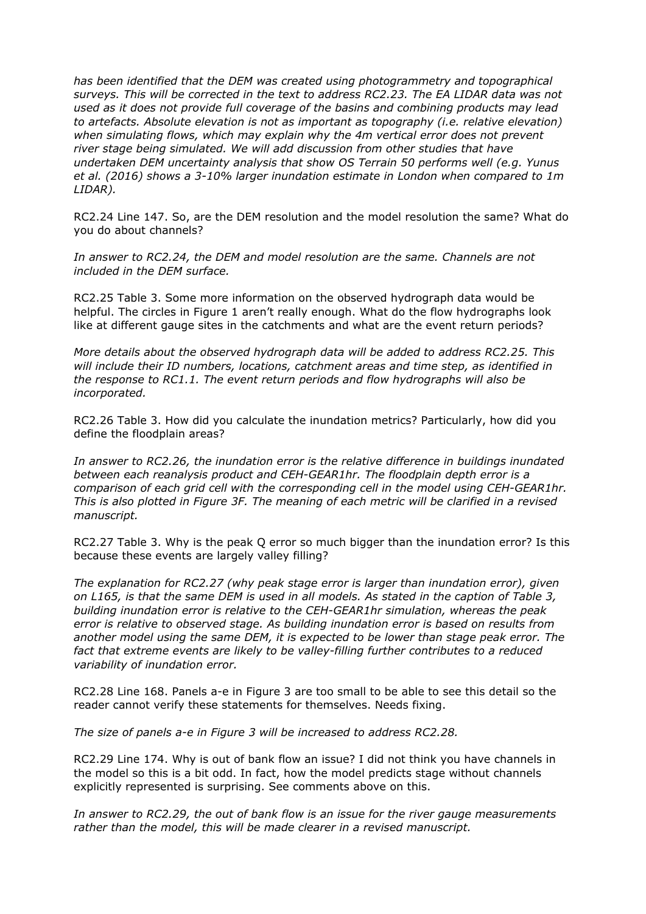*has been identified that the DEM was created using photogrammetry and topographical surveys. This will be corrected in the text to address RC2.23. The EA LIDAR data was not used as it does not provide full coverage of the basins and combining products may lead to artefacts. Absolute elevation is not as important as topography (i.e. relative elevation) when simulating flows, which may explain why the 4m vertical error does not prevent river stage being simulated. We will add discussion from other studies that have undertaken DEM uncertainty analysis that show OS Terrain 50 performs well (e.g. Yunus et al. (2016) shows a 3-10% larger inundation estimate in London when compared to 1m LIDAR).*

RC2.24 Line 147. So, are the DEM resolution and the model resolution the same? What do you do about channels?

*In answer to RC2.24, the DEM and model resolution are the same. Channels are not included in the DEM surface.*

RC2.25 Table 3. Some more information on the observed hydrograph data would be helpful. The circles in Figure 1 aren't really enough. What do the flow hydrographs look like at different gauge sites in the catchments and what are the event return periods?

*More details about the observed hydrograph data will be added to address RC2.25. This will include their ID numbers, locations, catchment areas and time step, as identified in the response to RC1.1. The event return periods and flow hydrographs will also be incorporated.*

RC2.26 Table 3. How did you calculate the inundation metrics? Particularly, how did you define the floodplain areas?

*In answer to RC2.26, the inundation error is the relative difference in buildings inundated between each reanalysis product and CEH-GEAR1hr. The floodplain depth error is a comparison of each grid cell with the corresponding cell in the model using CEH-GEAR1hr. This is also plotted in Figure 3F. The meaning of each metric will be clarified in a revised manuscript.*

RC2.27 Table 3. Why is the peak Q error so much bigger than the inundation error? Is this because these events are largely valley filling?

*The explanation for RC2.27 (why peak stage error is larger than inundation error), given on L165, is that the same DEM is used in all models. As stated in the caption of Table 3, building inundation error is relative to the CEH-GEAR1hr simulation, whereas the peak error is relative to observed stage. As building inundation error is based on results from another model using the same DEM, it is expected to be lower than stage peak error. The fact that extreme events are likely to be valley-filling further contributes to a reduced variability of inundation error.*

RC2.28 Line 168. Panels a-e in Figure 3 are too small to be able to see this detail so the reader cannot verify these statements for themselves. Needs fixing.

*The size of panels a-e in Figure 3 will be increased to address RC2.28.*

RC2.29 Line 174. Why is out of bank flow an issue? I did not think you have channels in the model so this is a bit odd. In fact, how the model predicts stage without channels explicitly represented is surprising. See comments above on this.

*In answer to RC2.29, the out of bank flow is an issue for the river gauge measurements rather than the model, this will be made clearer in a revised manuscript.*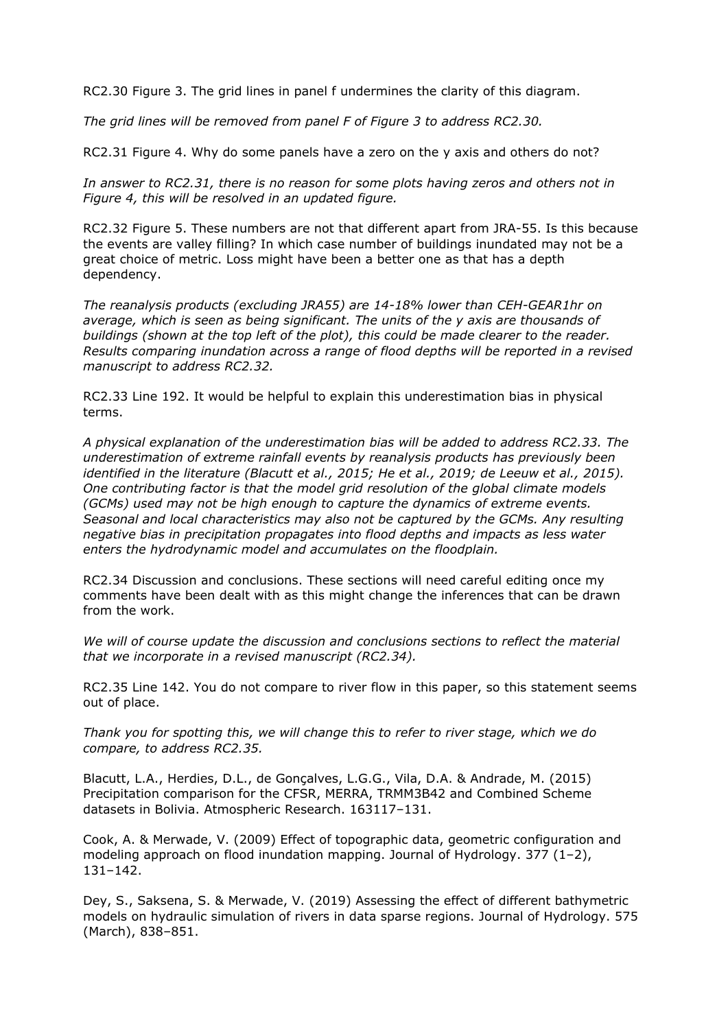RC2.30 Figure 3. The grid lines in panel f undermines the clarity of this diagram.

*The grid lines will be removed from panel F of Figure 3 to address RC2.30.*

RC2.31 Figure 4. Why do some panels have a zero on the y axis and others do not?

*In answer to RC2.31, there is no reason for some plots having zeros and others not in Figure 4, this will be resolved in an updated figure.*

RC2.32 Figure 5. These numbers are not that different apart from JRA-55. Is this because the events are valley filling? In which case number of buildings inundated may not be a great choice of metric. Loss might have been a better one as that has a depth dependency.

*The reanalysis products (excluding JRA55) are 14-18% lower than CEH-GEAR1hr on average, which is seen as being significant. The units of the y axis are thousands of buildings (shown at the top left of the plot), this could be made clearer to the reader. Results comparing inundation across a range of flood depths will be reported in a revised manuscript to address RC2.32.*

RC2.33 Line 192. It would be helpful to explain this underestimation bias in physical terms.

*A physical explanation of the underestimation bias will be added to address RC2.33. The underestimation of extreme rainfall events by reanalysis products has previously been identified in the literature (Blacutt et al., 2015; He et al., 2019; de Leeuw et al., 2015). One contributing factor is that the model grid resolution of the global climate models (GCMs) used may not be high enough to capture the dynamics of extreme events. Seasonal and local characteristics may also not be captured by the GCMs. Any resulting negative bias in precipitation propagates into flood depths and impacts as less water enters the hydrodynamic model and accumulates on the floodplain.*

RC2.34 Discussion and conclusions. These sections will need careful editing once my comments have been dealt with as this might change the inferences that can be drawn from the work.

*We will of course update the discussion and conclusions sections to reflect the material that we incorporate in a revised manuscript (RC2.34).*

RC2.35 Line 142. You do not compare to river flow in this paper, so this statement seems out of place.

*Thank you for spotting this, we will change this to refer to river stage, which we do compare, to address RC2.35.*

Blacutt, L.A., Herdies, D.L., de Gonçalves, L.G.G., Vila, D.A. & Andrade, M. (2015) Precipitation comparison for the CFSR, MERRA, TRMM3B42 and Combined Scheme datasets in Bolivia. Atmospheric Research. 163117–131.

Cook, A. & Merwade, V. (2009) Effect of topographic data, geometric configuration and modeling approach on flood inundation mapping. Journal of Hydrology. 377 (1–2), 131–142.

Dey, S., Saksena, S. & Merwade, V. (2019) Assessing the effect of different bathymetric models on hydraulic simulation of rivers in data sparse regions. Journal of Hydrology. 575 (March), 838–851.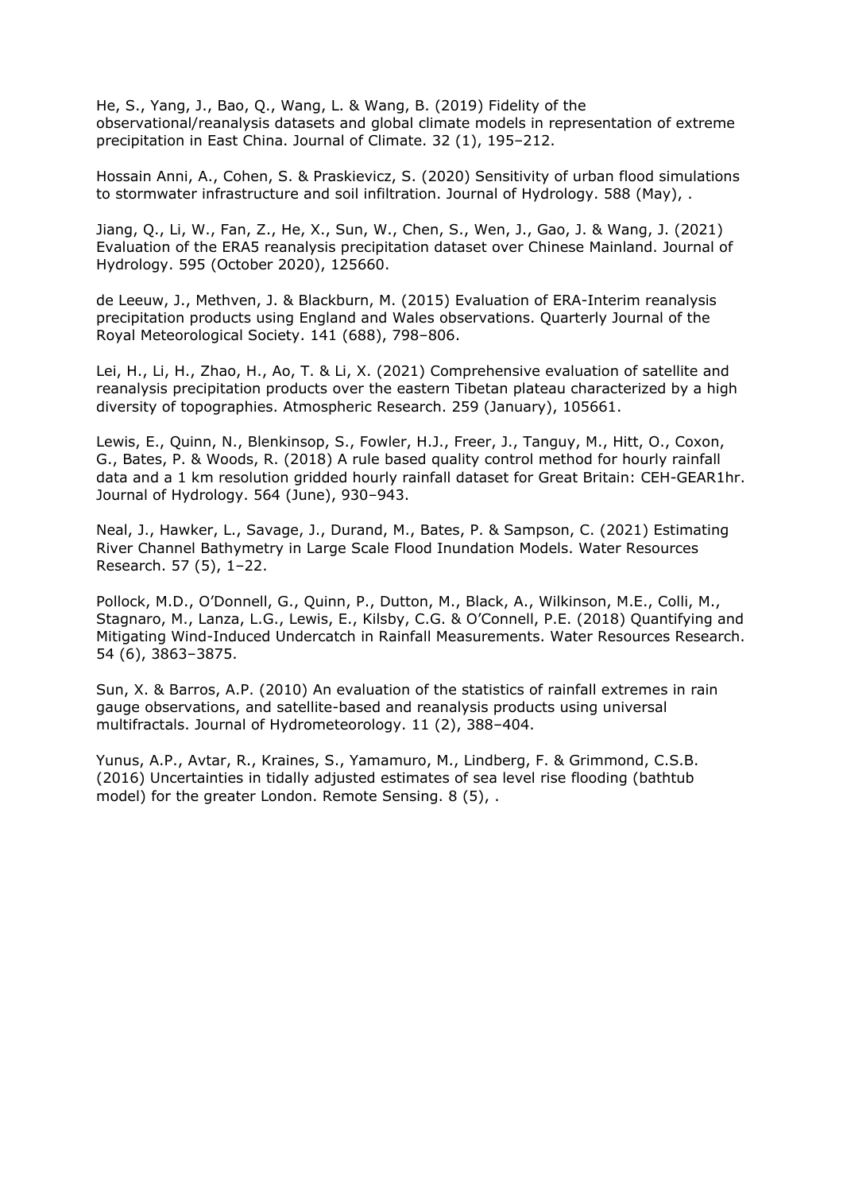He, S., Yang, J., Bao, Q., Wang, L. & Wang, B. (2019) Fidelity of the observational/reanalysis datasets and global climate models in representation of extreme precipitation in East China. Journal of Climate. 32 (1), 195–212.

Hossain Anni, A., Cohen, S. & Praskievicz, S. (2020) Sensitivity of urban flood simulations to stormwater infrastructure and soil infiltration. Journal of Hydrology. 588 (May), .

Jiang, Q., Li, W., Fan, Z., He, X., Sun, W., Chen, S., Wen, J., Gao, J. & Wang, J. (2021) Evaluation of the ERA5 reanalysis precipitation dataset over Chinese Mainland. Journal of Hydrology. 595 (October 2020), 125660.

de Leeuw, J., Methven, J. & Blackburn, M. (2015) Evaluation of ERA-Interim reanalysis precipitation products using England and Wales observations. Quarterly Journal of the Royal Meteorological Society. 141 (688), 798–806.

Lei, H., Li, H., Zhao, H., Ao, T. & Li, X. (2021) Comprehensive evaluation of satellite and reanalysis precipitation products over the eastern Tibetan plateau characterized by a high diversity of topographies. Atmospheric Research. 259 (January), 105661.

Lewis, E., Quinn, N., Blenkinsop, S., Fowler, H.J., Freer, J., Tanguy, M., Hitt, O., Coxon, G., Bates, P. & Woods, R. (2018) A rule based quality control method for hourly rainfall data and a 1 km resolution gridded hourly rainfall dataset for Great Britain: CEH-GEAR1hr. Journal of Hydrology. 564 (June), 930–943.

Neal, J., Hawker, L., Savage, J., Durand, M., Bates, P. & Sampson, C. (2021) Estimating River Channel Bathymetry in Large Scale Flood Inundation Models. Water Resources Research. 57 (5), 1–22.

Pollock, M.D., O'Donnell, G., Quinn, P., Dutton, M., Black, A., Wilkinson, M.E., Colli, M., Stagnaro, M., Lanza, L.G., Lewis, E., Kilsby, C.G. & O'Connell, P.E. (2018) Quantifying and Mitigating Wind-Induced Undercatch in Rainfall Measurements. Water Resources Research. 54 (6), 3863–3875.

Sun, X. & Barros, A.P. (2010) An evaluation of the statistics of rainfall extremes in rain gauge observations, and satellite-based and reanalysis products using universal multifractals. Journal of Hydrometeorology. 11 (2), 388–404.

Yunus, A.P., Avtar, R., Kraines, S., Yamamuro, M., Lindberg, F. & Grimmond, C.S.B. (2016) Uncertainties in tidally adjusted estimates of sea level rise flooding (bathtub model) for the greater London. Remote Sensing. 8 (5), .